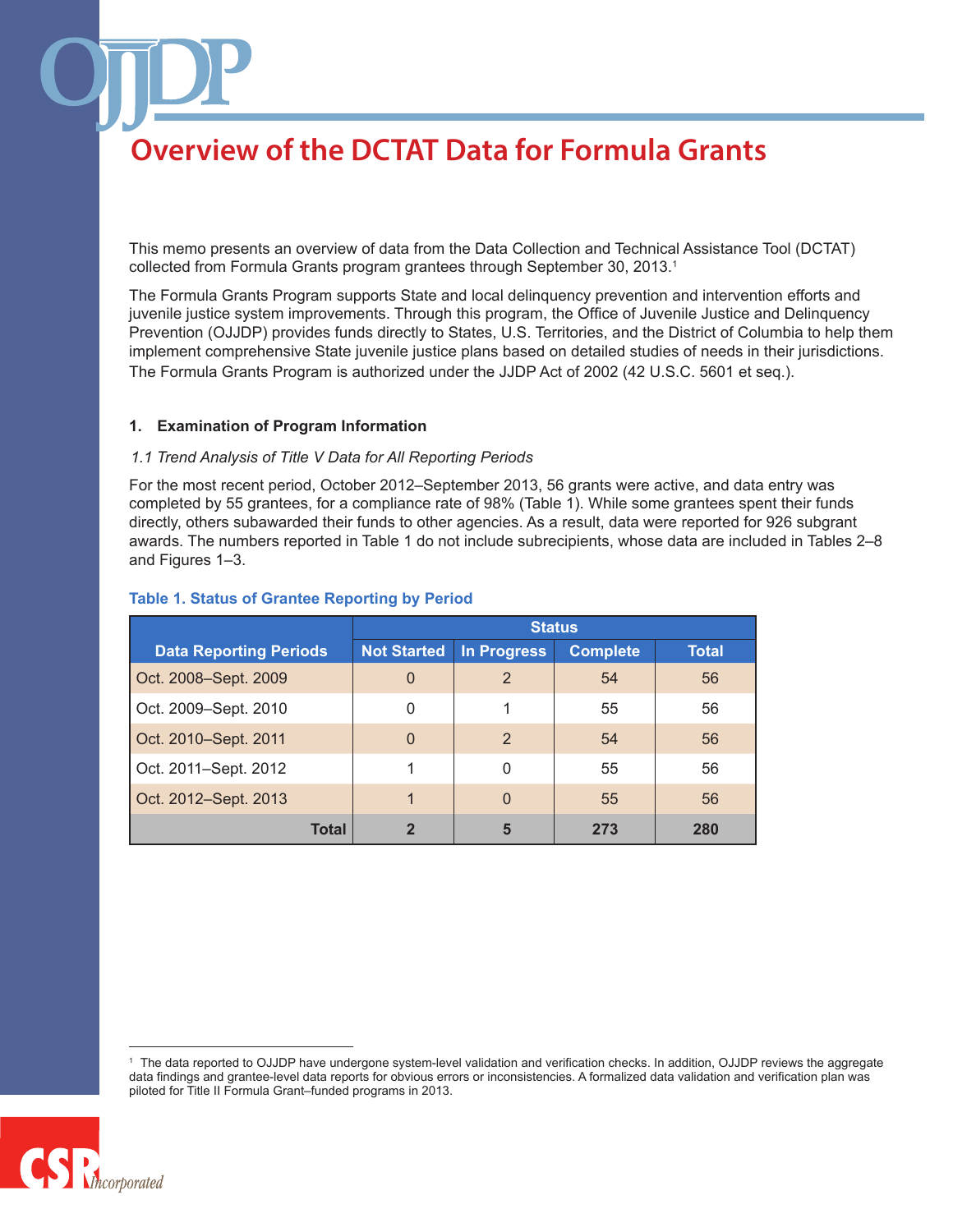# Overview of the DCTAT Data for Formula Grants

This memo presents an overview of data from the Data Collection and Technical Assistance Tool (DCTAT) collected from Formula Grants program grantees through September 30, 2013.[1]

The Formula Grants Program supports State and local delinquency prevention and intervention efforts and juvenile justice system improvements. Through this program, the Office of Juvenile Justice and Delinquency Prevention (OJJDP) provides funds directly to States, U.S. Territories, and the District of Columbia to help them implement comprehensive State juvenile justice plans based on detailed studies of needs in their jurisdictions. The Formula Grants Program is authorized under the JJDP Act of 2002 (42 U.S.C. 5601 et seq.).

## 1. Examination of Program Information

### *1.1 Trend Analysis of Title V Data for All Reporting Periods*

For the most recent period, October 2012–September 2013, 56 grants were active, and data entry was completed by 55 grantees, for a compliance rate of 98% (Table 1). While some grantees spent their funds directly, others subawarded their funds to other agencies. As a result, data were reported for 926 subgrant awards. The numbers reported in Table 1 do not include subrecipients, whose data are included in Tables 2–8 and Figures 1–3.

**Table 1. Status of Grantee Reporting by Period**

| Data Reporting Periods | Status | | | |
|---|---|---|---|---|
| | Not Started | In Progress | Complete | Total |
| Oct. 2008–Sept. 2009 | 0 | 2 | 54 | 56 |
| Oct. 2009–Sept. 2010 | 0 | 1 | 55 | 56 |
| Oct. 2010–Sept. 2011 | 0 | 2 | 54 | 56 |
| Oct. 2011–Sept. 2012 | 1 | 0 | 55 | 56 |
| Oct. 2012–Sept. 2013 | 1 | 0 | 55 | 56 |
| **Total** | **2** | **5** | **273** | **280** |

[1] The data reported to OJJDP have undergone system-level validation and verification checks. In addition, OJJDP reviews the aggregate data findings and grantee-level data reports for obvious errors or inconsistencies. A formalized data validation and verification plan was piloted for Title II Formula Grant–funded programs in 2013.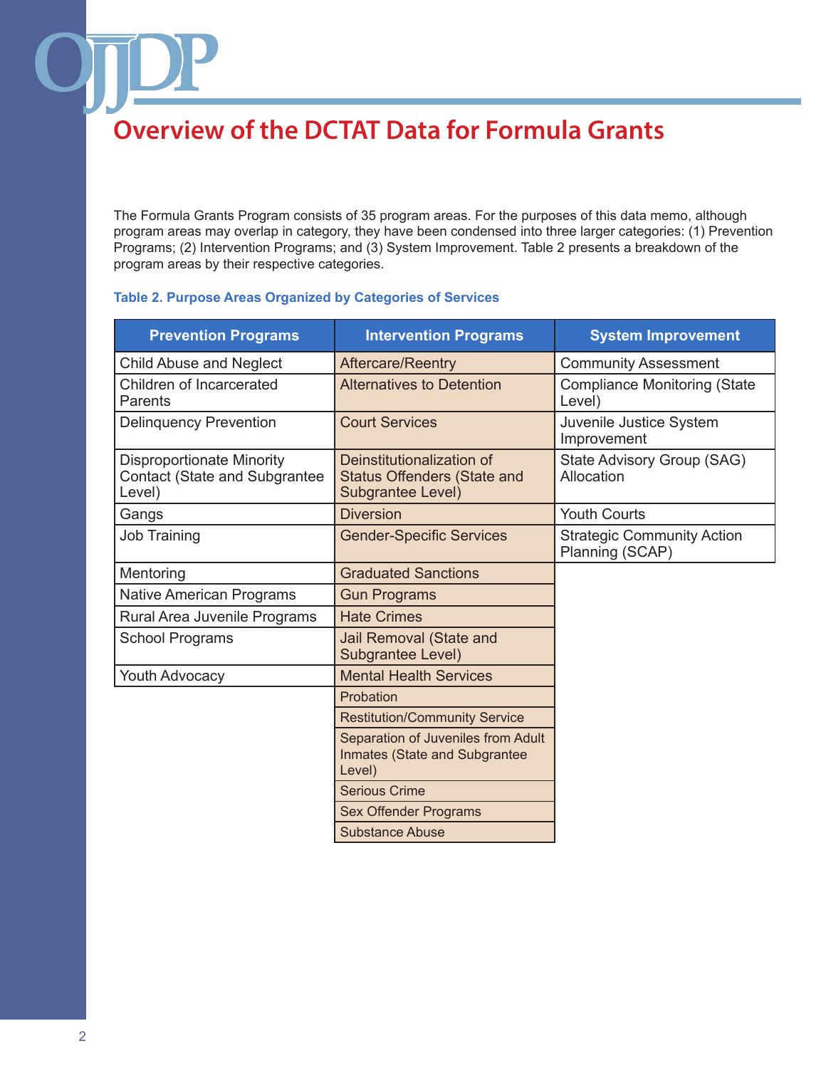# Overview of the DCTAT Data for Formula Grants

The Formula Grants Program consists of 35 program areas. For the purposes of this data memo, although program areas may overlap in category, they have been condensed into three larger categories: (1) Prevention Programs; (2) Intervention Programs; and (3) System Improvement. Table 2 presents a breakdown of the program areas by their respective categories.

**Table 2. Purpose Areas Organized by Categories of Services**

| Prevention Programs | Intervention Programs | System Improvement |
|---|---|---|
| Child Abuse and Neglect | Aftercare/Reentry | Community Assessment |
| Children of Incarcerated Parents | Alternatives to Detention | Compliance Monitoring (State Level) |
| Delinquency Prevention | Court Services | Juvenile Justice System Improvement |
| Disproportionate Minority Contact (State and Subgrantee Level) | Deinstitutionalization of Status Offenders (State and Subgrantee Level) | State Advisory Group (SAG) Allocation |
| Gangs | Diversion | Youth Courts |
| Job Training | Gender-Specific Services | Strategic Community Action Planning (SCAP) |
| Mentoring | Graduated Sanctions | |
| Native American Programs | Gun Programs | |
| Rural Area Juvenile Programs | Hate Crimes | |
| School Programs | Jail Removal (State and Subgrantee Level) | |
| Youth Advocacy | Mental Health Services | |
| | Probation | |
| | Restitution/Community Service | |
| | Separation of Juveniles from Adult Inmates (State and Subgrantee Level) | |
| | Serious Crime | |
| | Sex Offender Programs | |
| | Substance Abuse | |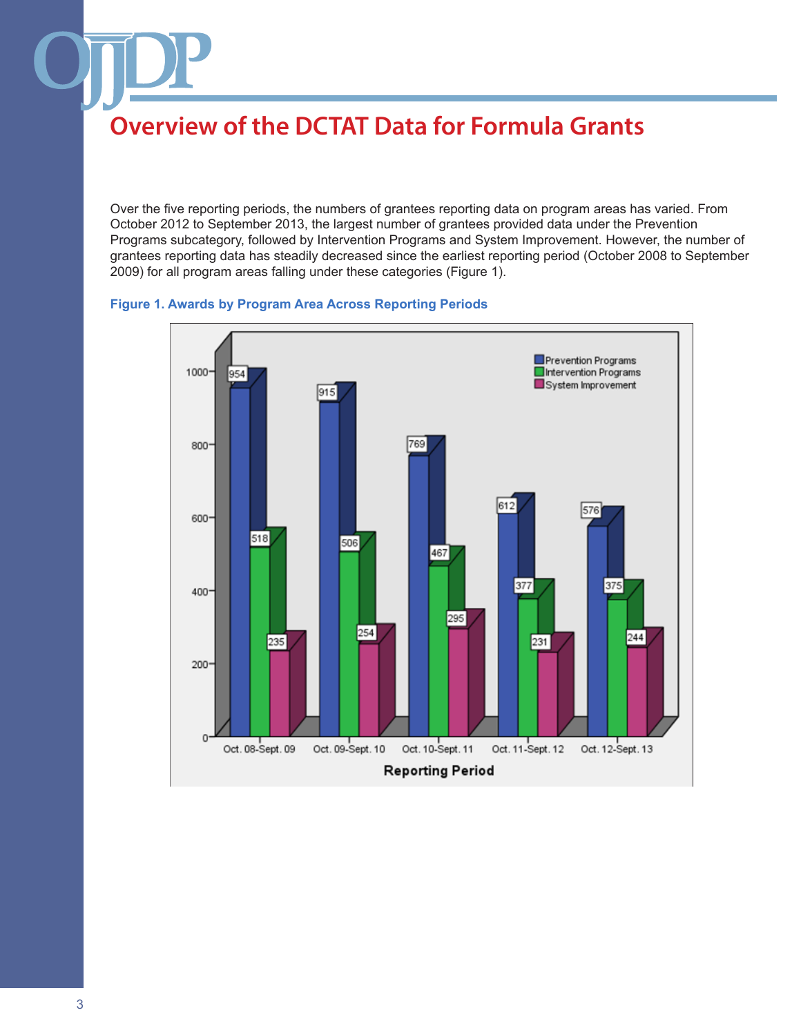# Overview of the DCTAT Data for Formula Grants

Over the five reporting periods, the numbers of grantees reporting data on program areas has varied. From October 2012 to September 2013, the largest number of grantees provided data under the Prevention Programs subcategory, followed by Intervention Programs and System Improvement. However, the number of grantees reporting data has steadily decreased since the earliest reporting period (October 2008 to September 2009) for all program areas falling under these categories (Figure 1).

**Figure 1. Awards by Program Area Across Reporting Periods**

| Reporting Period | Prevention Programs | Intervention Programs | System Improvement |
|---|---|---|---|
| Oct. 08-Sept. 09 | 954 | 518 | 235 |
| Oct. 09-Sept. 10 | 915 | 506 | 254 |
| Oct. 10-Sept. 11 | 769 | 467 | 295 |
| Oct. 11-Sept. 12 | 612 | 377 | 231 |
| Oct. 12-Sept. 13 | 576 | 375 | 244 |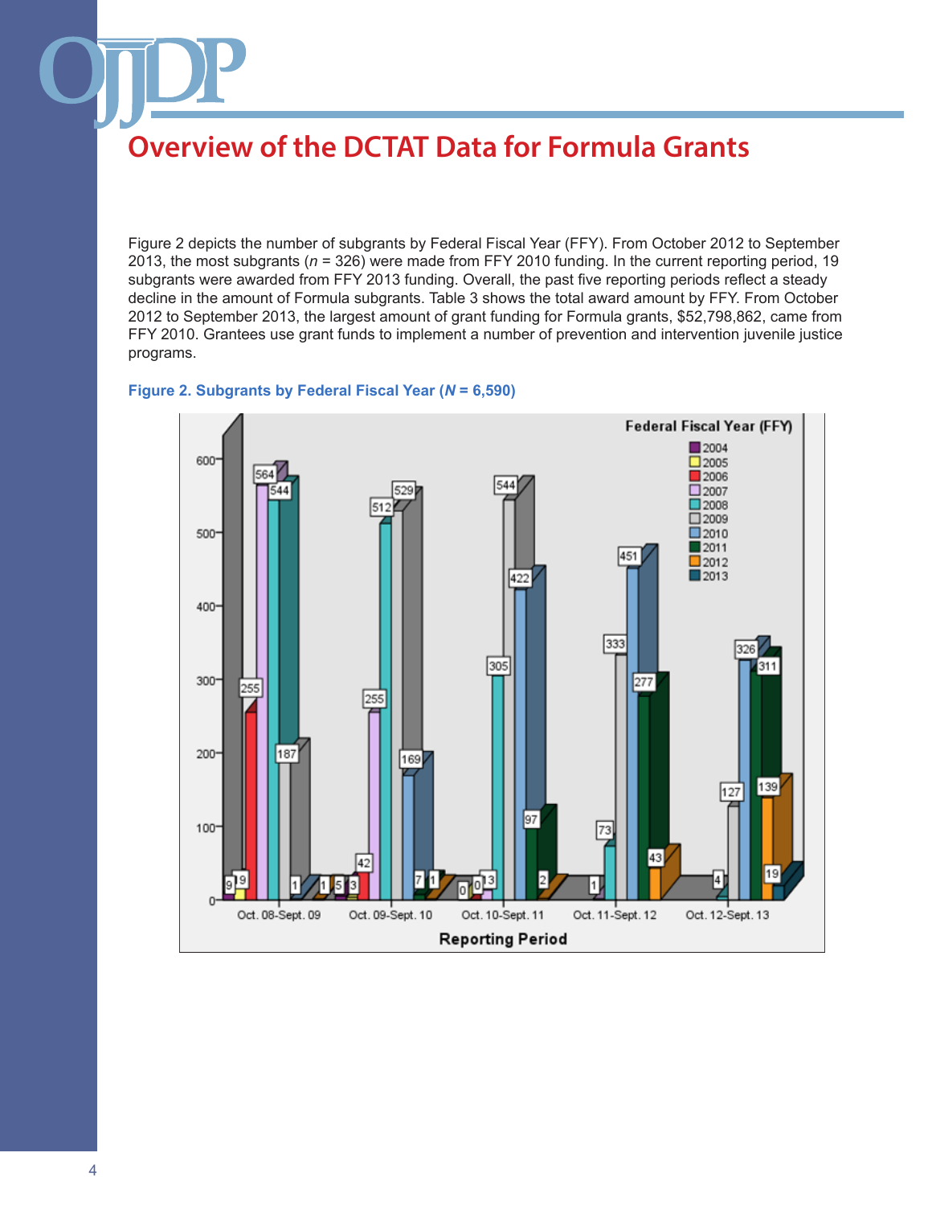# Overview of the DCTAT Data for Formula Grants

Figure 2 depicts the number of subgrants by Federal Fiscal Year (FFY). From October 2012 to September 2013, the most subgrants (*n* = 326) were made from FFY 2010 funding. In the current reporting period, 19 subgrants were awarded from FFY 2013 funding. Overall, the past five reporting periods reflect a steady decline in the amount of Formula subgrants. Table 3 shows the total award amount by FFY. From October 2012 to September 2013, the largest amount of grant funding for Formula grants, $52,798,862, came from FFY 2010. Grantees use grant funds to implement a number of prevention and intervention juvenile justice programs.

**Figure 2. Subgrants by Federal Fiscal Year (*N* = 6,590)**

| Reporting Period | 2004 | 2005 | 2006 | 2007 | 2008 | 2009 | 2010 | 2011 | 2012 | 2013 |
|---|---|---|---|---|---|---|---|---|---|---|
| Oct. 08-Sept. 09 | 9 | 9 | 255 | 564 | 544 | 187 | 1 | | | |
| Oct. 09-Sept. 10 | 1 | 5 | 3 | 42 | 255 | 512 | 529 | 169 | 7 | 1 |
| Oct. 10-Sept. 11 | | | 0 | 0 | 13 | 305 | 544 | 422 | 97 | 2 |
| Oct. 11-Sept. 12 | | | | | 1 | 73 | 333 | 451 | 277 | 43 |
| Oct. 12-Sept. 13 | | | | | | 4 | 127 | 326 | 311 | 139 | 19 |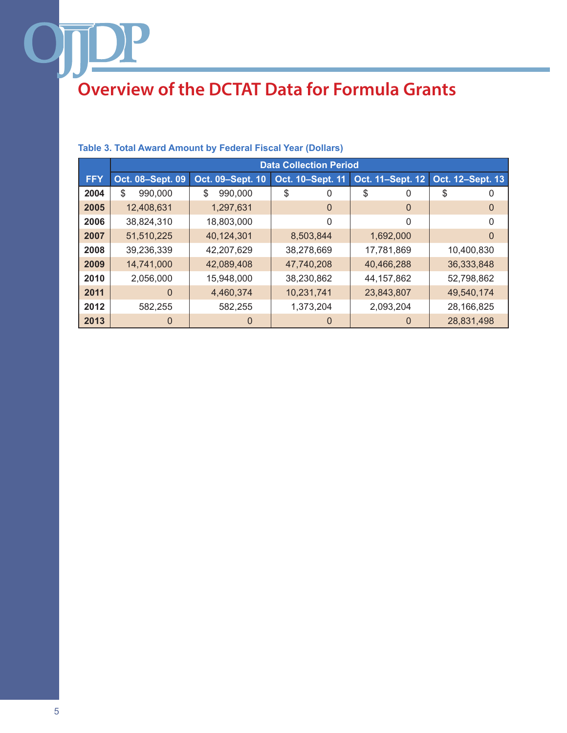# Overview of the DCTAT Data for Formula Grants

**Table 3. Total Award Amount by Federal Fiscal Year (Dollars)**

| | Data Collection Period | | | | |
|---|---|---|---|---|---|
| **FFY** | **Oct. 08–Sept. 09** | **Oct. 09–Sept. 10** | **Oct. 10–Sept. 11** | **Oct. 11–Sept. 12** | **Oct. 12–Sept. 13** |
| **2004** | $ 990,000 | $ 990,000 | $ 0 | $ 0 | $ 0 |
| **2005** | 12,408,631 | 1,297,631 | 0 | 0 | 0 |
| **2006** | 38,824,310 | 18,803,000 | 0 | 0 | 0 |
| **2007** | 51,510,225 | 40,124,301 | 8,503,844 | 1,692,000 | 0 |
| **2008** | 39,236,339 | 42,207,629 | 38,278,669 | 17,781,869 | 10,400,830 |
| **2009** | 14,741,000 | 42,089,408 | 47,740,208 | 40,466,288 | 36,333,848 |
| **2010** | 2,056,000 | 15,948,000 | 38,230,862 | 44,157,862 | 52,798,862 |
| **2011** | 0 | 4,460,374 | 10,231,741 | 23,843,807 | 49,540,174 |
| **2012** | 582,255 | 582,255 | 1,373,204 | 2,093,204 | 28,166,825 |
| **2013** | 0 | 0 | 0 | 0 | 28,831,498 |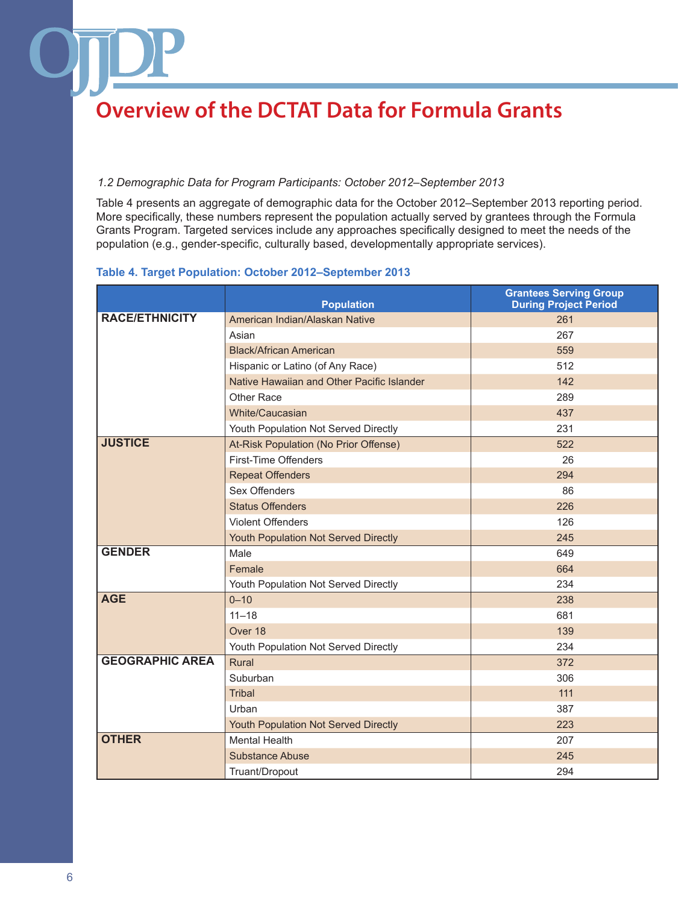# Overview of the DCTAT Data for Formula Grants

*1.2 Demographic Data for Program Participants: October 2012–September 2013*

Table 4 presents an aggregate of demographic data for the October 2012–September 2013 reporting period. More specifically, these numbers represent the population actually served by grantees through the Formula Grants Program. Targeted services include any approaches specifically designed to meet the needs of the population (e.g., gender-specific, culturally based, developmentally appropriate services).

**Table 4. Target Population: October 2012–September 2013**

| | Population | Grantees Serving Group During Project Period |
|---|---|---|
| **RACE/ETHNICITY** | American Indian/Alaskan Native | 261 |
| | Asian | 267 |
| | Black/African American | 559 |
| | Hispanic or Latino (of Any Race) | 512 |
| | Native Hawaiian and Other Pacific Islander | 142 |
| | Other Race | 289 |
| | White/Caucasian | 437 |
| | Youth Population Not Served Directly | 231 |
| **JUSTICE** | At-Risk Population (No Prior Offense) | 522 |
| | First-Time Offenders | 26 |
| | Repeat Offenders | 294 |
| | Sex Offenders | 86 |
| | Status Offenders | 226 |
| | Violent Offenders | 126 |
| | Youth Population Not Served Directly | 245 |
| **GENDER** | Male | 649 |
| | Female | 664 |
| | Youth Population Not Served Directly | 234 |
| **AGE** | 0–10 | 238 |
| | 11–18 | 681 |
| | Over 18 | 139 |
| | Youth Population Not Served Directly | 234 |
| **GEOGRAPHIC AREA** | Rural | 372 |
| | Suburban | 306 |
| | Tribal | 111 |
| | Urban | 387 |
| | Youth Population Not Served Directly | 223 |
| **OTHER** | Mental Health | 207 |
| | Substance Abuse | 245 |
| | Truant/Dropout | 294 |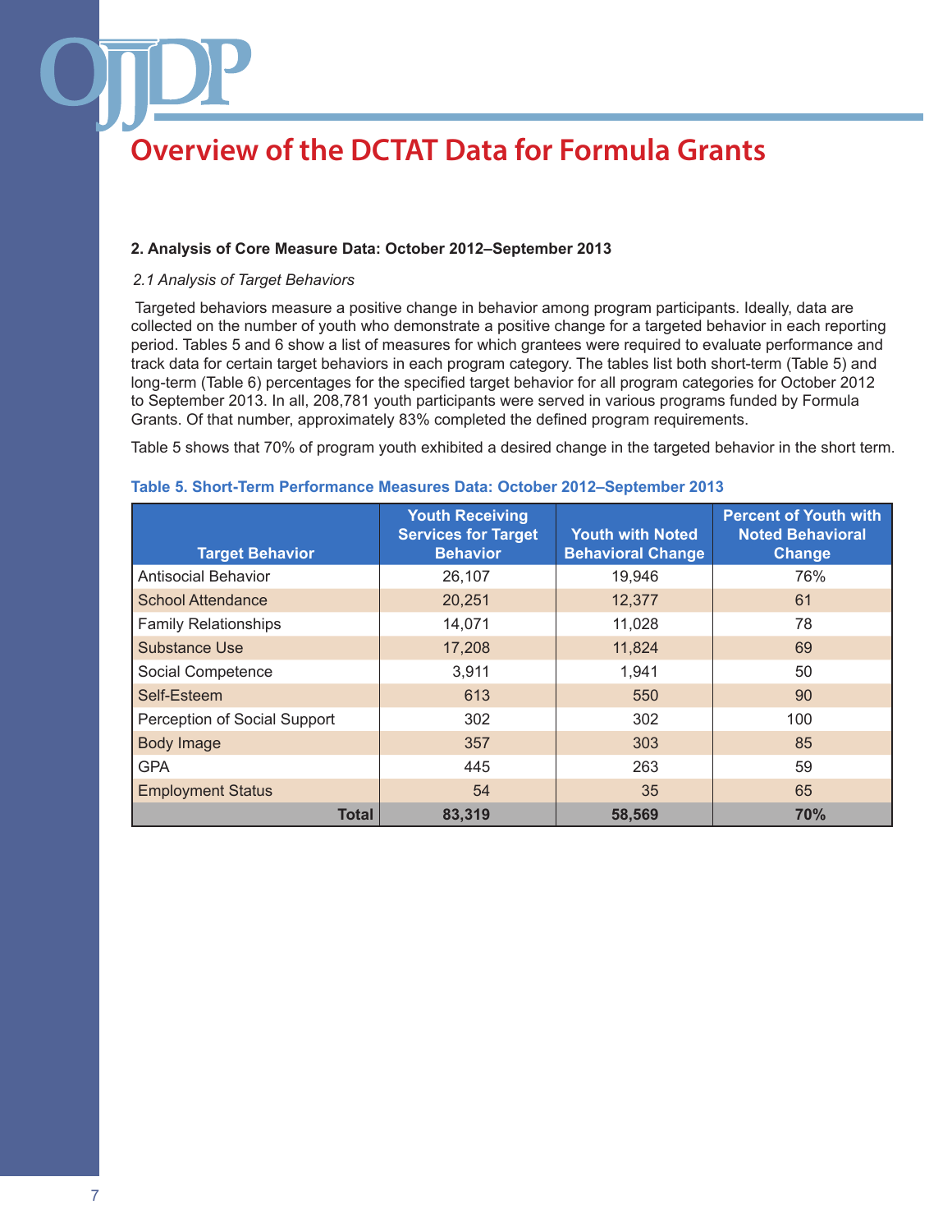# Overview of the DCTAT Data for Formula Grants

**2. Analysis of Core Measure Data: October 2012–September 2013**

*2.1 Analysis of Target Behaviors*

Targeted behaviors measure a positive change in behavior among program participants. Ideally, data are collected on the number of youth who demonstrate a positive change for a targeted behavior in each reporting period. Tables 5 and 6 show a list of measures for which grantees were required to evaluate performance and track data for certain target behaviors in each program category. The tables list both short-term (Table 5) and long-term (Table 6) percentages for the specified target behavior for all program categories for October 2012 to September 2013. In all, 208,781 youth participants were served in various programs funded by Formula Grants. Of that number, approximately 83% completed the defined program requirements.

Table 5 shows that 70% of program youth exhibited a desired change in the targeted behavior in the short term.

**Table 5. Short-Term Performance Measures Data: October 2012–September 2013**

| Target Behavior | Youth Receiving Services for Target Behavior | Youth with Noted Behavioral Change | Percent of Youth with Noted Behavioral Change |
|---|---|---|---|
| Antisocial Behavior | 26,107 | 19,946 | 76% |
| School Attendance | 20,251 | 12,377 | 61 |
| Family Relationships | 14,071 | 11,028 | 78 |
| Substance Use | 17,208 | 11,824 | 69 |
| Social Competence | 3,911 | 1,941 | 50 |
| Self-Esteem | 613 | 550 | 90 |
| Perception of Social Support | 302 | 302 | 100 |
| Body Image | 357 | 303 | 85 |
| GPA | 445 | 263 | 59 |
| Employment Status | 54 | 35 | 65 |
| **Total** | **83,319** | **58,569** | **70%** |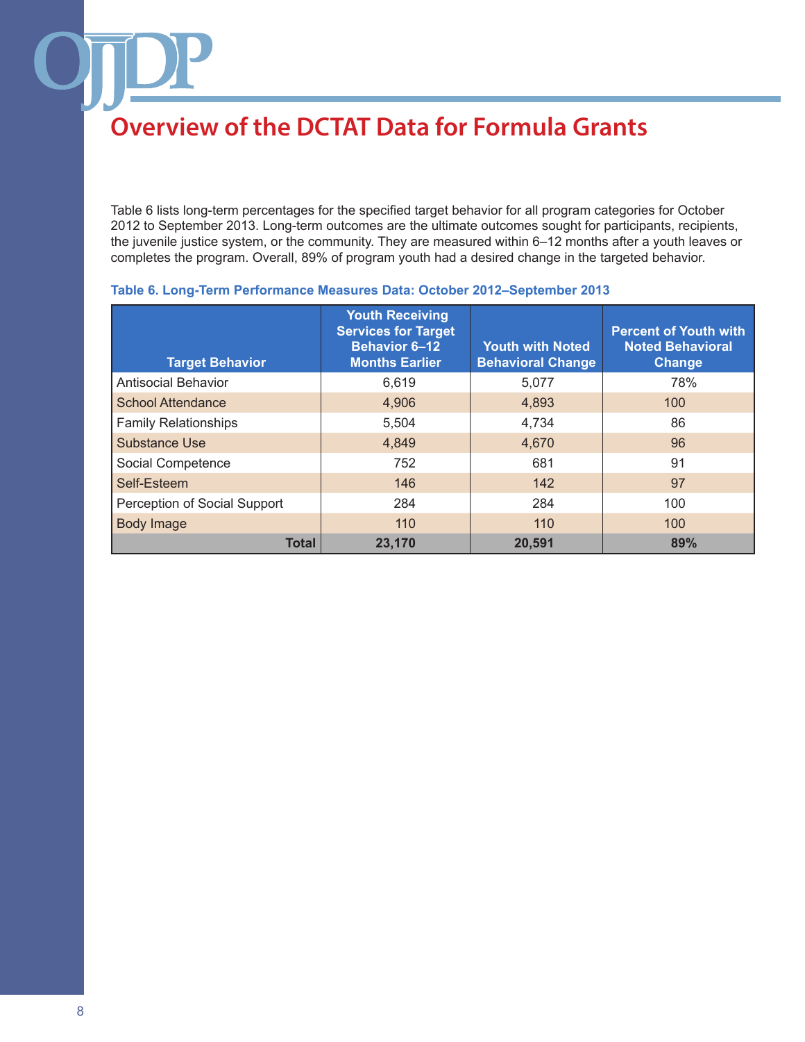# Overview of the DCTAT Data for Formula Grants

Table 6 lists long-term percentages for the specified target behavior for all program categories for October 2012 to September 2013. Long-term outcomes are the ultimate outcomes sought for participants, recipients, the juvenile justice system, or the community. They are measured within 6–12 months after a youth leaves or completes the program. Overall, 89% of program youth had a desired change in the targeted behavior.

**Table 6. Long-Term Performance Measures Data: October 2012–September 2013**

| Target Behavior | Youth Receiving Services for Target Behavior 6–12 Months Earlier | Youth with Noted Behavioral Change | Percent of Youth with Noted Behavioral Change |
|---|---|---|---|
| Antisocial Behavior | 6,619 | 5,077 | 78% |
| School Attendance | 4,906 | 4,893 | 100 |
| Family Relationships | 5,504 | 4,734 | 86 |
| Substance Use | 4,849 | 4,670 | 96 |
| Social Competence | 752 | 681 | 91 |
| Self-Esteem | 146 | 142 | 97 |
| Perception of Social Support | 284 | 284 | 100 |
| Body Image | 110 | 110 | 100 |
| **Total** | **23,170** | **20,591** | **89%** |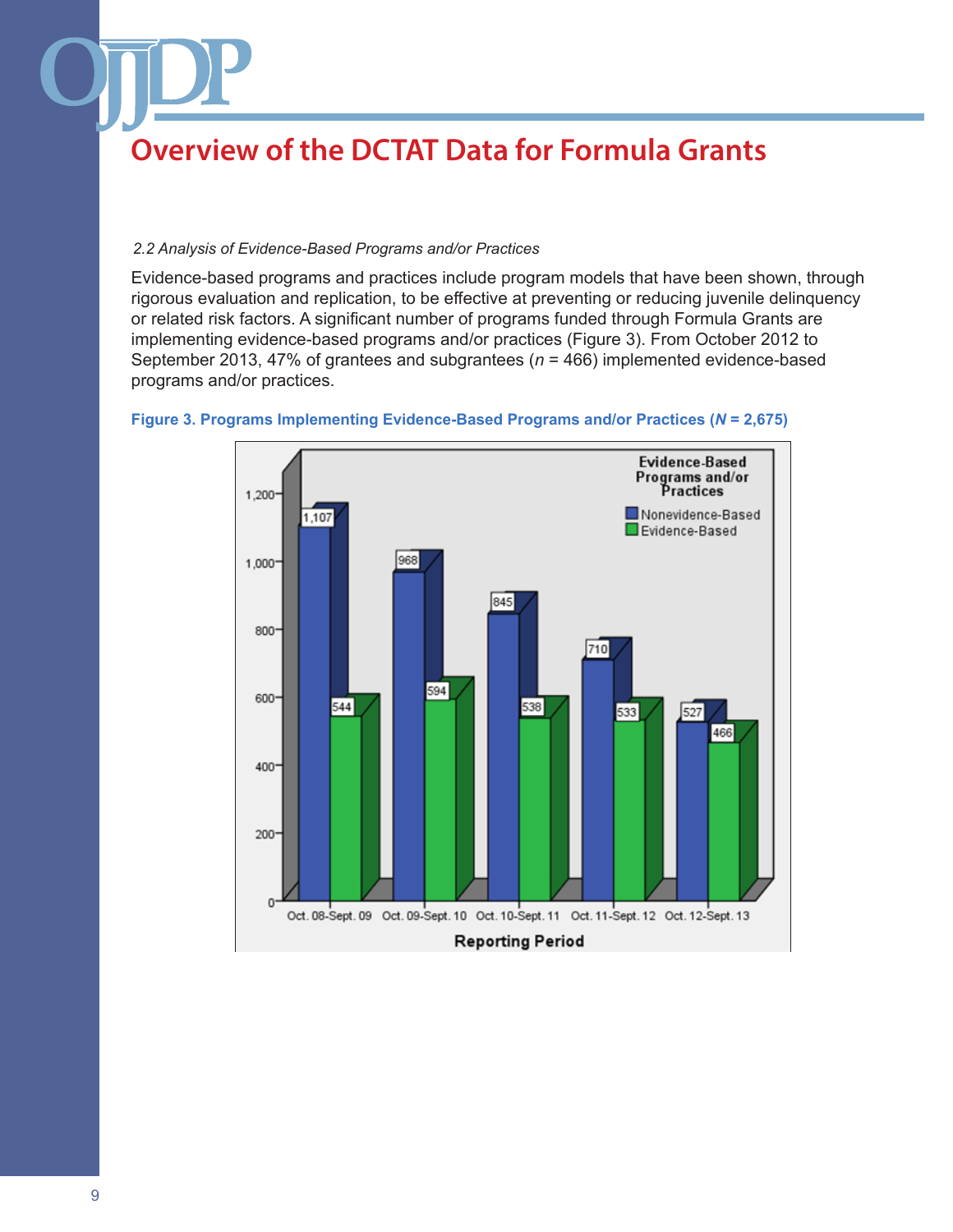# Overview of the DCTAT Data for Formula Grants

*2.2 Analysis of Evidence-Based Programs and/or Practices*

Evidence-based programs and practices include program models that have been shown, through rigorous evaluation and replication, to be effective at preventing or reducing juvenile delinquency or related risk factors. A significant number of programs funded through Formula Grants are implementing evidence-based programs and/or practices (Figure 3). From October 2012 to September 2013, 47% of grantees and subgrantees (*n* = 466) implemented evidence-based programs and/or practices.

**Figure 3. Programs Implementing Evidence-Based Programs and/or Practices (*N* = 2,675)**

| Reporting Period | Nonevidence-Based | Evidence-Based |
|---|---|---|
| Oct. 08-Sept. 09 | 1,107 | 544 |
| Oct. 09-Sept. 10 | 968 | 594 |
| Oct. 10-Sept. 11 | 845 | 538 |
| Oct. 11-Sept. 12 | 710 | 533 |
| Oct. 12-Sept. 13 | 527 | 466 |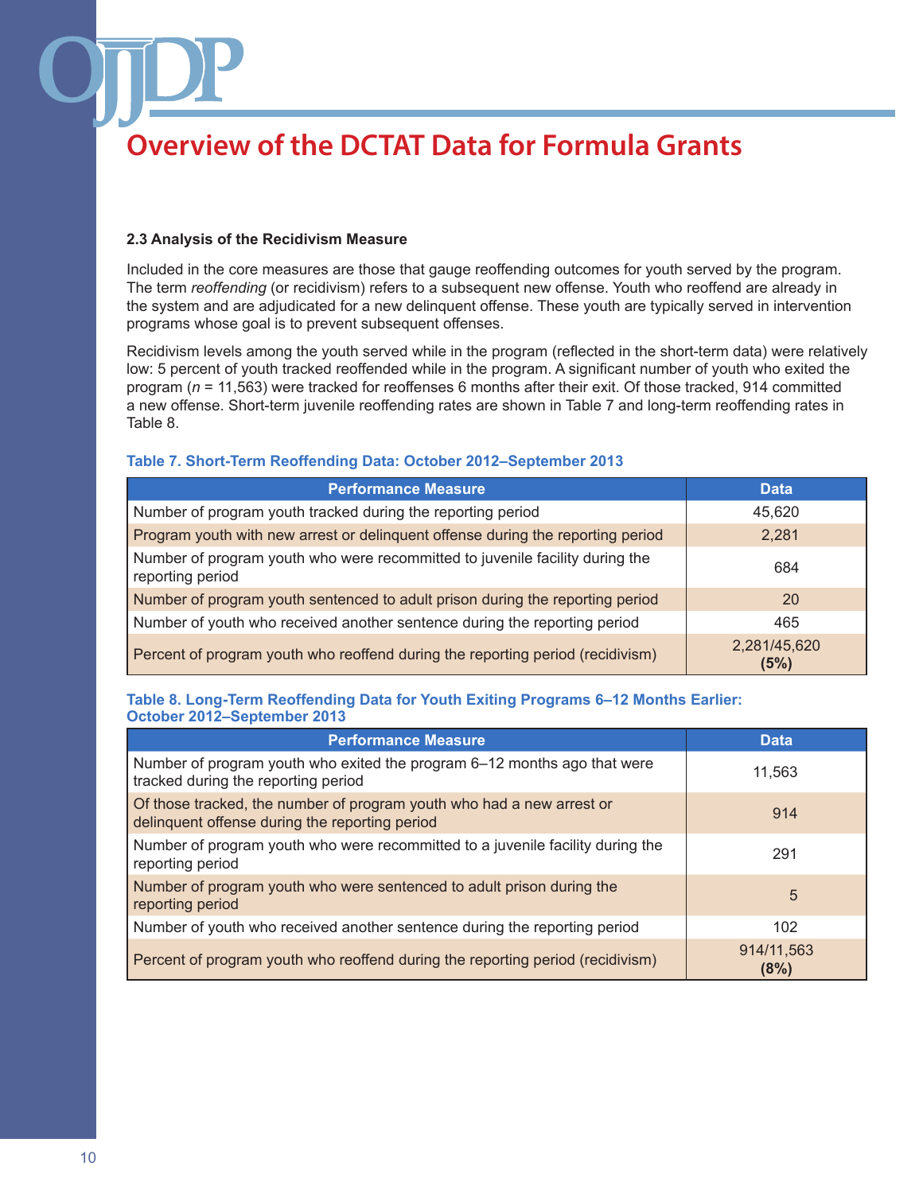# Overview of the DCTAT Data for Formula Grants

### 2.3 Analysis of the Recidivism Measure

Included in the core measures are those that gauge reoffending outcomes for youth served by the program. The term *reoffending* (or recidivism) refers to a subsequent new offense. Youth who reoffend are already in the system and are adjudicated for a new delinquent offense. These youth are typically served in intervention programs whose goal is to prevent subsequent offenses.

Recidivism levels among the youth served while in the program (reflected in the short-term data) were relatively low: 5 percent of youth tracked reoffended while in the program. A significant number of youth who exited the program ($n$ = 11,563) were tracked for reoffenses 6 months after their exit. Of those tracked, 914 committed a new offense. Short-term juvenile reoffending rates are shown in Table 7 and long-term reoffending rates in Table 8.

**Table 7. Short-Term Reoffending Data: October 2012–September 2013**

| Performance Measure | Data |
|---|---|
| Number of program youth tracked during the reporting period | 45,620 |
| Program youth with new arrest or delinquent offense during the reporting period | 2,281 |
| Number of program youth who were recommitted to juvenile facility during the reporting period | 684 |
| Number of program youth sentenced to adult prison during the reporting period | 20 |
| Number of youth who received another sentence during the reporting period | 465 |
| Percent of program youth who reoffend during the reporting period (recidivism) | 2,281/45,620 **(5%)** |

**Table 8. Long-Term Reoffending Data for Youth Exiting Programs 6–12 Months Earlier: October 2012–September 2013**

| Performance Measure | Data |
|---|---|
| Number of program youth who exited the program 6–12 months ago that were tracked during the reporting period | 11,563 |
| Of those tracked, the number of program youth who had a new arrest or delinquent offense during the reporting period | 914 |
| Number of program youth who were recommitted to a juvenile facility during the reporting period | 291 |
| Number of program youth who were sentenced to adult prison during the reporting period | 5 |
| Number of youth who received another sentence during the reporting period | 102 |
| Percent of program youth who reoffend during the reporting period (recidivism) | 914/11,563 **(8%)** |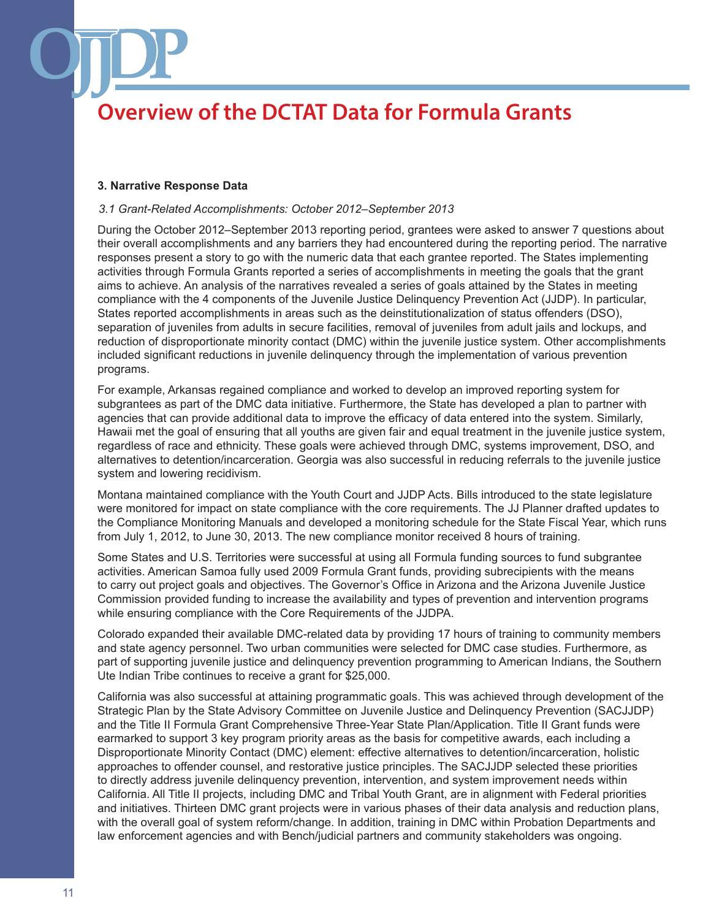# Overview of the DCTAT Data for Formula Grants

**3. Narrative Response Data**

*3.1 Grant-Related Accomplishments: October 2012–September 2013*

During the October 2012–September 2013 reporting period, grantees were asked to answer 7 questions about their overall accomplishments and any barriers they had encountered during the reporting period. The narrative responses present a story to go with the numeric data that each grantee reported. The States implementing activities through Formula Grants reported a series of accomplishments in meeting the goals that the grant aims to achieve. An analysis of the narratives revealed a series of goals attained by the States in meeting compliance with the 4 components of the Juvenile Justice Delinquency Prevention Act (JJDP). In particular, States reported accomplishments in areas such as the deinstitutionalization of status offenders (DSO), separation of juveniles from adults in secure facilities, removal of juveniles from adult jails and lockups, and reduction of disproportionate minority contact (DMC) within the juvenile justice system. Other accomplishments included significant reductions in juvenile delinquency through the implementation of various prevention programs.

For example, Arkansas regained compliance and worked to develop an improved reporting system for subgrantees as part of the DMC data initiative. Furthermore, the State has developed a plan to partner with agencies that can provide additional data to improve the efficacy of data entered into the system. Similarly, Hawaii met the goal of ensuring that all youths are given fair and equal treatment in the juvenile justice system, regardless of race and ethnicity. These goals were achieved through DMC, systems improvement, DSO, and alternatives to detention/incarceration. Georgia was also successful in reducing referrals to the juvenile justice system and lowering recidivism.

Montana maintained compliance with the Youth Court and JJDP Acts. Bills introduced to the state legislature were monitored for impact on state compliance with the core requirements. The JJ Planner drafted updates to the Compliance Monitoring Manuals and developed a monitoring schedule for the State Fiscal Year, which runs from July 1, 2012, to June 30, 2013. The new compliance monitor received 8 hours of training.

Some States and U.S. Territories were successful at using all Formula funding sources to fund subgrantee activities. American Samoa fully used 2009 Formula Grant funds, providing subrecipients with the means to carry out project goals and objectives. The Governor's Office in Arizona and the Arizona Juvenile Justice Commission provided funding to increase the availability and types of prevention and intervention programs while ensuring compliance with the Core Requirements of the JJDPA.

Colorado expanded their available DMC-related data by providing 17 hours of training to community members and state agency personnel. Two urban communities were selected for DMC case studies. Furthermore, as part of supporting juvenile justice and delinquency prevention programming to American Indians, the Southern Ute Indian Tribe continues to receive a grant for $25,000.

California was also successful at attaining programmatic goals. This was achieved through development of the Strategic Plan by the State Advisory Committee on Juvenile Justice and Delinquency Prevention (SACJJDP) and the Title II Formula Grant Comprehensive Three-Year State Plan/Application. Title II Grant funds were earmarked to support 3 key program priority areas as the basis for competitive awards, each including a Disproportionate Minority Contact (DMC) element: effective alternatives to detention/incarceration, holistic approaches to offender counsel, and restorative justice principles. The SACJJDP selected these priorities to directly address juvenile delinquency prevention, intervention, and system improvement needs within California. All Title II projects, including DMC and Tribal Youth Grant, are in alignment with Federal priorities and initiatives. Thirteen DMC grant projects were in various phases of their data analysis and reduction plans, with the overall goal of system reform/change. In addition, training in DMC within Probation Departments and law enforcement agencies and with Bench/judicial partners and community stakeholders was ongoing.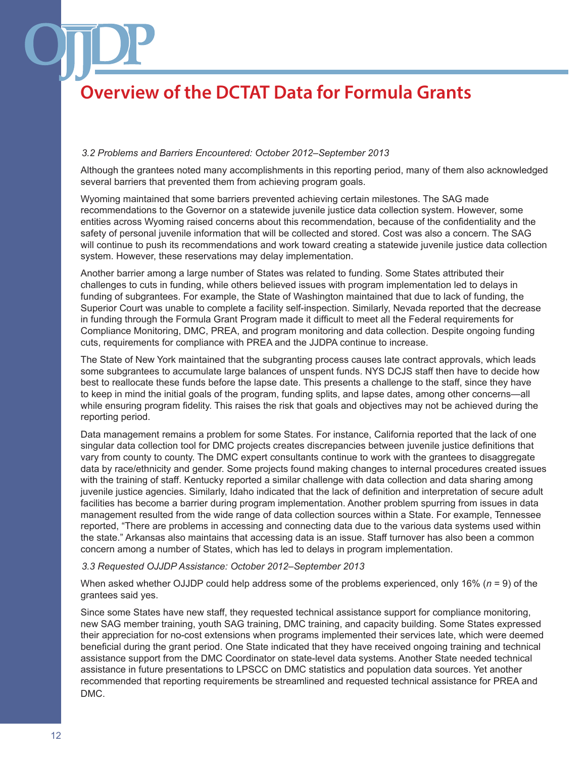# Overview of the DCTAT Data for Formula Grants

*3.2 Problems and Barriers Encountered: October 2012–September 2013*

Although the grantees noted many accomplishments in this reporting period, many of them also acknowledged several barriers that prevented them from achieving program goals.

Wyoming maintained that some barriers prevented achieving certain milestones. The SAG made recommendations to the Governor on a statewide juvenile justice data collection system. However, some entities across Wyoming raised concerns about this recommendation, because of the confidentiality and the safety of personal juvenile information that will be collected and stored. Cost was also a concern. The SAG will continue to push its recommendations and work toward creating a statewide juvenile justice data collection system. However, these reservations may delay implementation.

Another barrier among a large number of States was related to funding. Some States attributed their challenges to cuts in funding, while others believed issues with program implementation led to delays in funding of subgrantees. For example, the State of Washington maintained that due to lack of funding, the Superior Court was unable to complete a facility self-inspection. Similarly, Nevada reported that the decrease in funding through the Formula Grant Program made it difficult to meet all the Federal requirements for Compliance Monitoring, DMC, PREA, and program monitoring and data collection. Despite ongoing funding cuts, requirements for compliance with PREA and the JJDPA continue to increase.

The State of New York maintained that the subgranting process causes late contract approvals, which leads some subgrantees to accumulate large balances of unspent funds. NYS DCJS staff then have to decide how best to reallocate these funds before the lapse date. This presents a challenge to the staff, since they have to keep in mind the initial goals of the program, funding splits, and lapse dates, among other concerns—all while ensuring program fidelity. This raises the risk that goals and objectives may not be achieved during the reporting period.

Data management remains a problem for some States. For instance, California reported that the lack of one singular data collection tool for DMC projects creates discrepancies between juvenile justice definitions that vary from county to county. The DMC expert consultants continue to work with the grantees to disaggregate data by race/ethnicity and gender. Some projects found making changes to internal procedures created issues with the training of staff. Kentucky reported a similar challenge with data collection and data sharing among juvenile justice agencies. Similarly, Idaho indicated that the lack of definition and interpretation of secure adult facilities has become a barrier during program implementation. Another problem spurring from issues in data management resulted from the wide range of data collection sources within a State. For example, Tennessee reported, "There are problems in accessing and connecting data due to the various data systems used within the state." Arkansas also maintains that accessing data is an issue. Staff turnover has also been a common concern among a number of States, which has led to delays in program implementation.

*3.3 Requested OJJDP Assistance: October 2012–September 2013*

When asked whether OJJDP could help address some of the problems experienced, only 16% ($n$ = 9) of the grantees said yes.

Since some States have new staff, they requested technical assistance support for compliance monitoring, new SAG member training, youth SAG training, DMC training, and capacity building. Some States expressed their appreciation for no-cost extensions when programs implemented their services late, which were deemed beneficial during the grant period. One State indicated that they have received ongoing training and technical assistance support from the DMC Coordinator on state-level data systems. Another State needed technical assistance in future presentations to LPSCC on DMC statistics and population data sources. Yet another recommended that reporting requirements be streamlined and requested technical assistance for PREA and DMC.